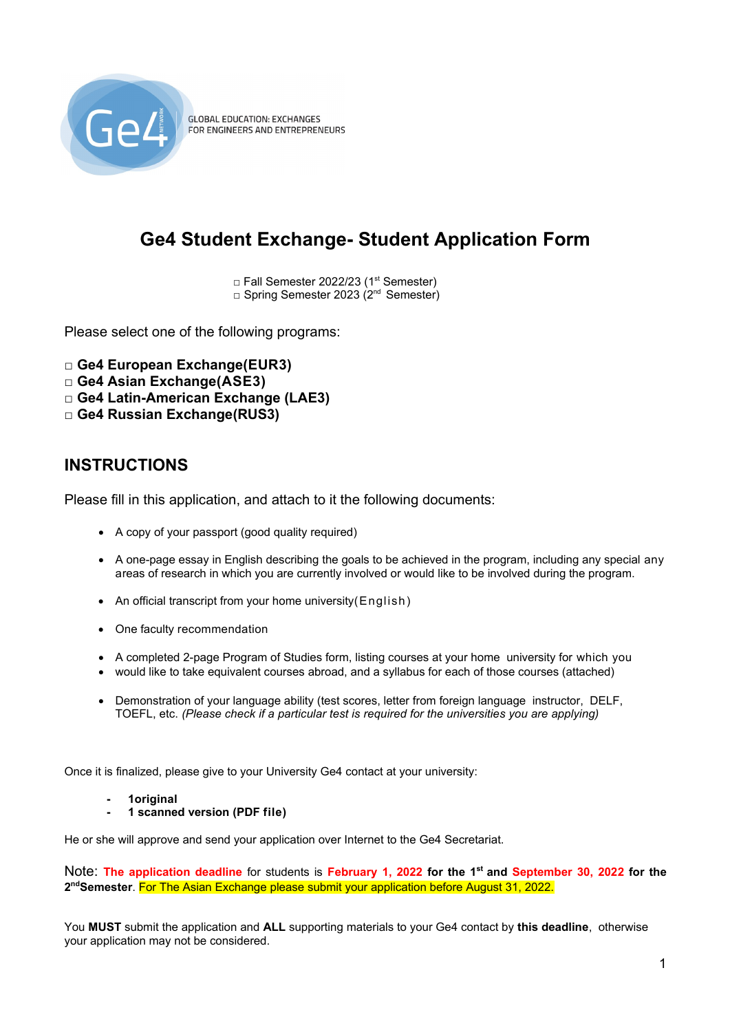GLOBAL EDUCATION: EXCHANGES
FOR ENGINEERS AND ENTREPRENEURS

# Ge4 Student Exchange- Student Application Form

□ Fall Semester 2022/23 (1st Semester)
□ Spring Semester 2023 (2nd Semester)

Please select one of the following programs:

□ **Ge4 European Exchange(EUR3)**
□ **Ge4 Asian Exchange(ASE3)**
□ **Ge4 Latin-American Exchange (LAE3)**
□ **Ge4 Russian Exchange(RUS3)**

## INSTRUCTIONS

Please fill in this application, and attach to it the following documents:

- A copy of your passport (good quality required)
- A one-page essay in English describing the goals to be achieved in the program, including any special any areas of research in which you are currently involved or would like to be involved during the program.
- An official transcript from your home university(English)
- One faculty recommendation
- A completed 2-page Program of Studies form, listing courses at your home university for which you
- would like to take equivalent courses abroad, and a syllabus for each of those courses (attached)
- Demonstration of your language ability (test scores, letter from foreign language instructor, DELF, TOEFL, etc. *(Please check if a particular test is required for the universities you are applying)*

Once it is finalized, please give to your University Ge4 contact at your university:

- **1original**
- **1 scanned version (PDF file)**

He or she will approve and send your application over Internet to the Ge4 Secretariat.

Note: **The application deadline** for students is **February 1, 2022 for the 1st and September 30, 2022 for the 2ndSemester**. For The Asian Exchange please submit your application before August 31, 2022.

You **MUST** submit the application and **ALL** supporting materials to your Ge4 contact by **this deadline**, otherwise your application may not be considered.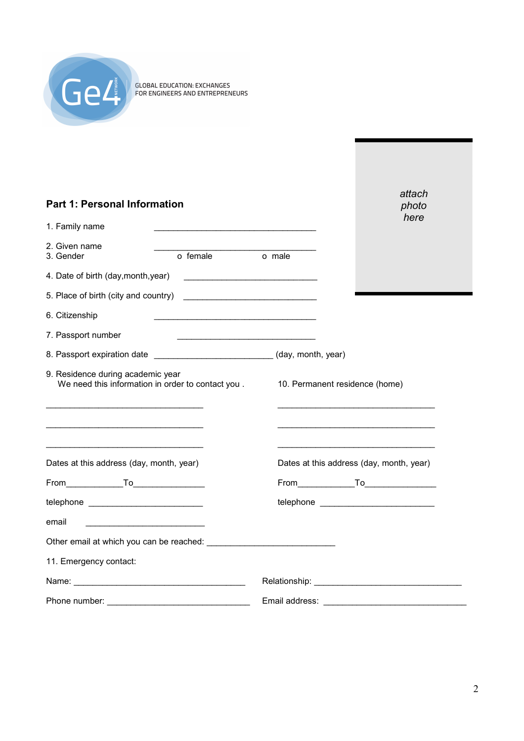GLOBAL EDUCATION: EXCHANGES
FOR ENGINEERS AND ENTREPRENEURS

*attach photo here*

## Part 1: Personal Information

1. Family name ___________________________________

2. Given name ___________________________________

3. Gender o female o male

4. Date of birth (day,month,year) _____________________________

5. Place of birth (city and country) _____________________________

6. Citizenship ___________________________________

7. Passport number ______________________________

8. Passport expiration date _________________________ (day, month, year)

9. Residence during academic year
We need this information in order to contact you .

__________________________________

__________________________________

__________________________________

Dates at this address (day, month, year)

From____________To_______________

telephone _________________________

email _________________________

10. Permanent residence (home)

__________________________________

__________________________________

__________________________________

Dates at this address (day, month, year)

From____________To_______________

telephone _________________________

Other email at which you can be reached: ___________________________

11. Emergency contact:

Name: _____________________________________ Relationship: _______________________________

Phone number: ______________________________ Email address: _______________________________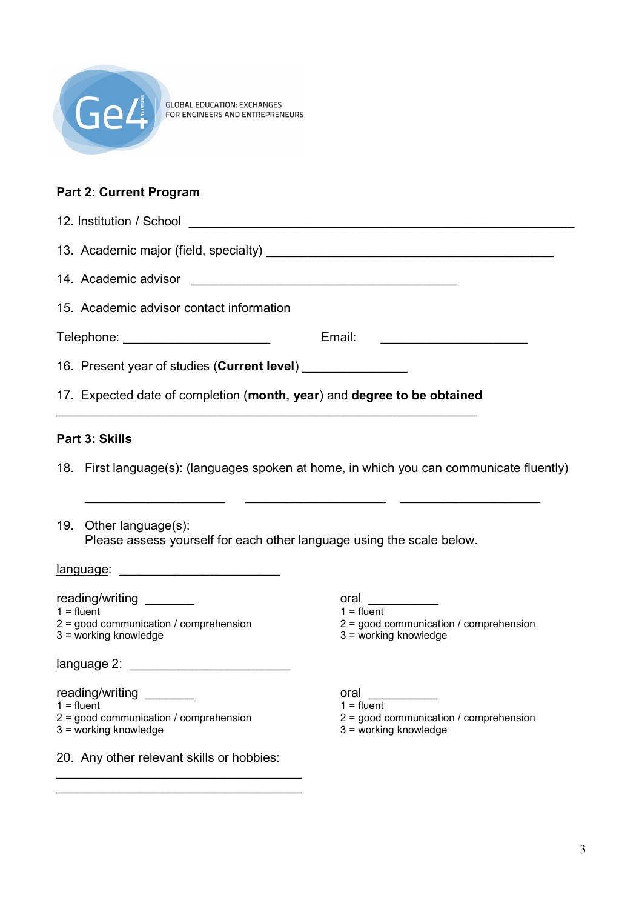GLOBAL EDUCATION: EXCHANGES FOR ENGINEERS AND ENTREPRENEURS

**Part 2: Current Program**

12. Institution / School ____________________________________________________________

13. Academic major (field, specialty) ____________________________________________

14. Academic advisor ________________________________________

15. Academic advisor contact information

Telephone: ______________________ Email: ______________________

16. Present year of studies (**Current level**) _______________

17. Expected date of completion (**month, year**) and **degree to be obtained**

_______________________________________________________________

**Part 3: Skills**

18. First language(s): (languages spoken at home, in which you can communicate fluently)

_____________________ _____________________ _____________________

19. Other language(s):
Please assess yourself for each other language using the scale below.

language: ________________________

reading/writing _______
1 = fluent
2 = good communication / comprehension
3 = working knowledge

oral __________
1 = fluent
2 = good communication / comprehension
3 = working knowledge

language 2: ________________________

reading/writing _______
1 = fluent
2 = good communication / comprehension
3 = working knowledge

oral __________
1 = fluent
2 = good communication / comprehension
3 = working knowledge

20. Any other relevant skills or hobbies:

____________________________________

____________________________________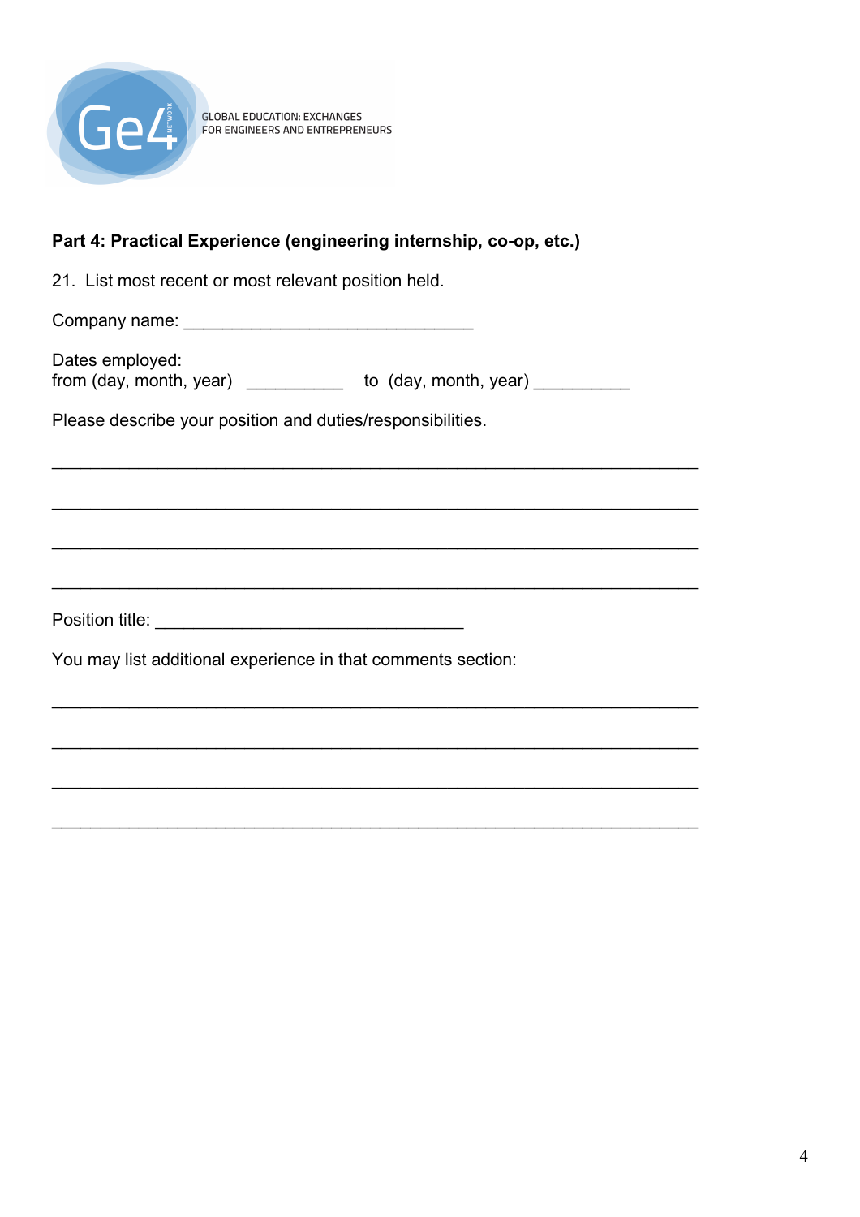GLOBAL EDUCATION: EXCHANGES
FOR ENGINEERS AND ENTREPRENEURS

**Part 4: Practical Experience (engineering internship, co-op, etc.)**

21. List most recent or most relevant position held.

Company name: ______________________________

Dates employed:
from (day, month, year) __________ to (day, month, year) __________

Please describe your position and duties/responsibilities.

____________________________________________________________________

____________________________________________________________________

____________________________________________________________________

____________________________________________________________________

Position title: ________________________________

You may list additional experience in that comments section:

____________________________________________________________________

____________________________________________________________________

____________________________________________________________________

____________________________________________________________________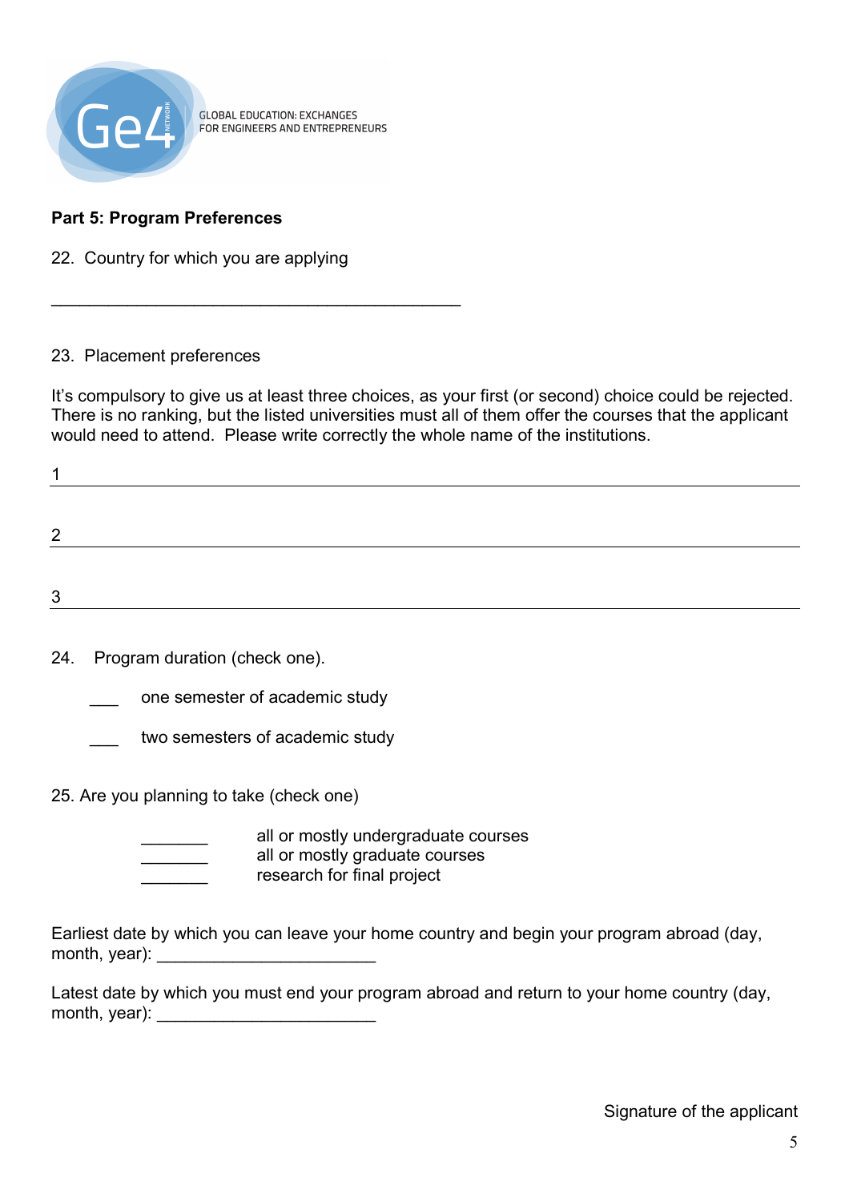GLOBAL EDUCATION: EXCHANGES FOR ENGINEERS AND ENTREPRENEURS

**Part 5: Program Preferences**

22. Country for which you are applying

\_\_\_\_\_\_\_\_\_\_\_\_\_\_\_\_\_\_\_\_\_\_\_\_\_\_\_\_\_\_\_\_\_\_\_\_\_\_\_\_\_\_\_\_

23. Placement preferences

It's compulsory to give us at least three choices, as your first (or second) choice could be rejected. There is no ranking, but the listed universities must all of them offer the courses that the applicant would need to attend. Please write correctly the whole name of the institutions.

1 \_\_\_\_\_\_\_\_\_\_\_\_\_\_\_\_\_\_\_\_\_\_\_\_\_\_\_\_\_\_\_\_\_\_\_\_\_\_\_\_\_\_\_\_

2 \_\_\_\_\_\_\_\_\_\_\_\_\_\_\_\_\_\_\_\_\_\_\_\_\_\_\_\_\_\_\_\_\_\_\_\_\_\_\_\_\_\_\_\_

3 \_\_\_\_\_\_\_\_\_\_\_\_\_\_\_\_\_\_\_\_\_\_\_\_\_\_\_\_\_\_\_\_\_\_\_\_\_\_\_\_\_\_\_\_

24. Program duration (check one).

\_\_\_ one semester of academic study

\_\_\_ two semesters of academic study

25. Are you planning to take (check one)

\_\_\_\_\_\_\_ all or mostly undergraduate courses
\_\_\_\_\_\_\_ all or mostly graduate courses
\_\_\_\_\_\_\_ research for final project

Earliest date by which you can leave your home country and begin your program abroad (day, month, year): \_\_\_\_\_\_\_\_\_\_\_\_\_\_\_\_\_\_\_\_\_\_\_

Latest date by which you must end your program abroad and return to your home country (day, month, year): \_\_\_\_\_\_\_\_\_\_\_\_\_\_\_\_\_\_\_\_\_\_\_

Signature of the applicant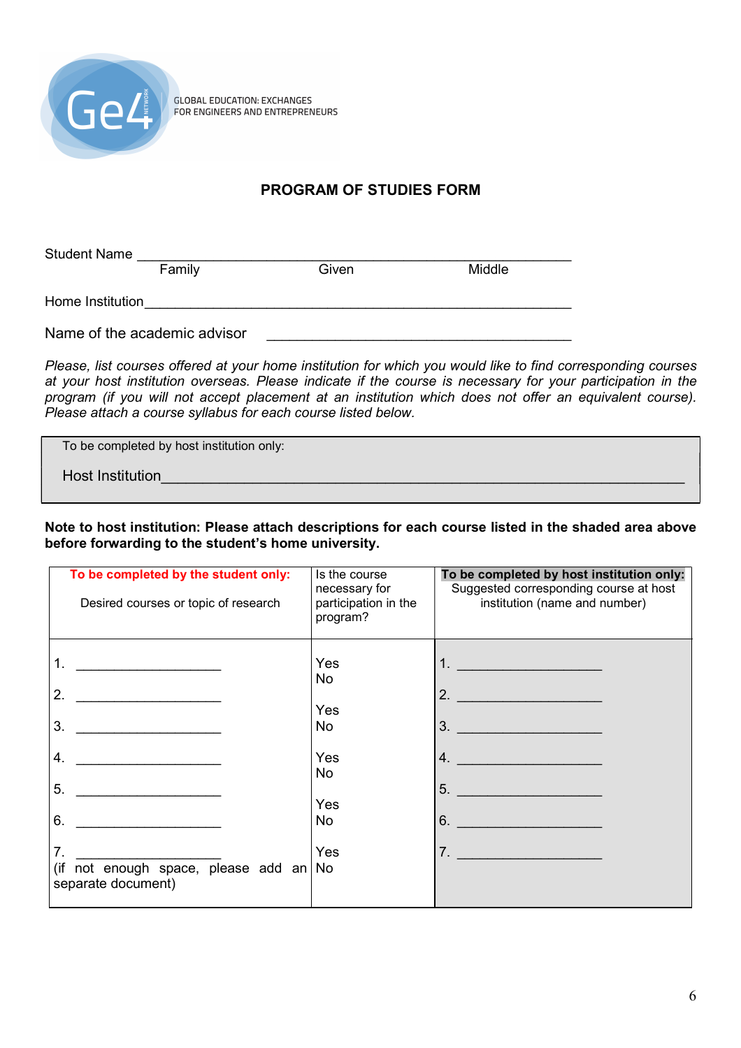GLOBAL EDUCATION: EXCHANGES
FOR ENGINEERS AND ENTREPRENEURS

# PROGRAM OF STUDIES FORM

Student Name ______________________________________________________
Family Given Middle

Home Institution______________________________________________________

Name of the academic advisor ____________________________________

*Please, list courses offered at your home institution for which you would like to find corresponding courses at your host institution overseas. Please indicate if the course is necessary for your participation in the program (if you will not accept placement at an institution which does not offer an equivalent course). Please attach a course syllabus for each course listed below.*

To be completed by host institution only:

Host Institution______________________________________________________________

**Note to host institution: Please attach descriptions for each course listed in the shaded area above before forwarding to the student's home university.**

| **To be completed by the student only:** Desired courses or topic of research | Is the course necessary for participation in the program? | **To be completed by host institution only:** Suggested corresponding course at host institution (name and number) |
|---|---|---|
| 1. ___________________ | Yes No | 1. ___________________ |
| 2. ___________________ | Yes No | 2. ___________________ |
| 3. ___________________ | Yes No | 3. ___________________ |
| 4. ___________________ | Yes No | 4. ___________________ |
| 5. ___________________ | Yes No | 5. ___________________ |
| 6. ___________________ | Yes No | 6. ___________________ |
| 7. ___________________ (if not enough space, please add an separate document) | Yes No | 7. ___________________ |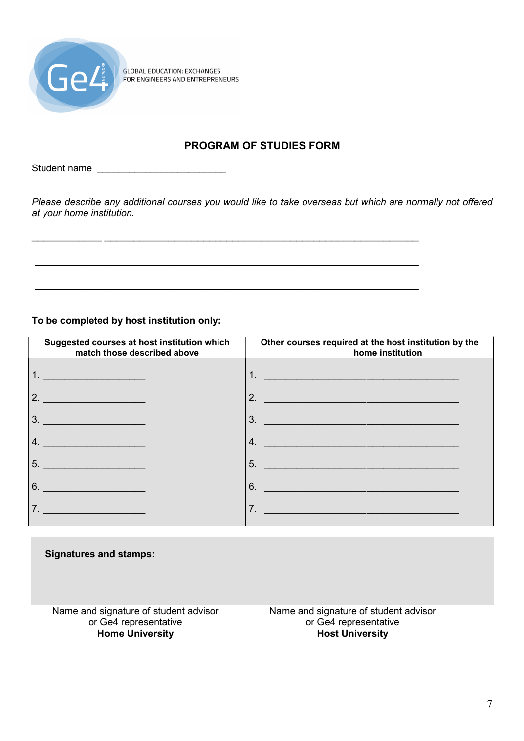Ge4 NETWORK

GLOBAL EDUCATION: EXCHANGES FOR ENGINEERS AND ENTREPRENEURS

## PROGRAM OF STUDIES FORM

Student name ________________________

*Please describe any additional courses you would like to take overseas but which are normally not offered at your home institution.*

_____________ _______________________________________________________

______________________________________________________________________

______________________________________________________________________

**To be completed by host institution only:**

| Suggested courses at host institution which match those described above | Other courses required at the host institution by the home institution |
|---|---|
| 1. ___________________ | 1. ____________________________________ |
| 2. ___________________ | 2. ____________________________________ |
| 3. ___________________ | 3. ____________________________________ |
| 4. ___________________ | 4. ____________________________________ |
| 5. ___________________ | 5. ____________________________________ |
| 6. ___________________ | 6. ____________________________________ |
| 7. ___________________ | 7. ____________________________________ |

**Signatures and stamps:**

| | |
|---|---|
| Name and signature of student advisor or Ge4 representative **Home University** | Name and signature of student advisor or Ge4 representative **Host University** |